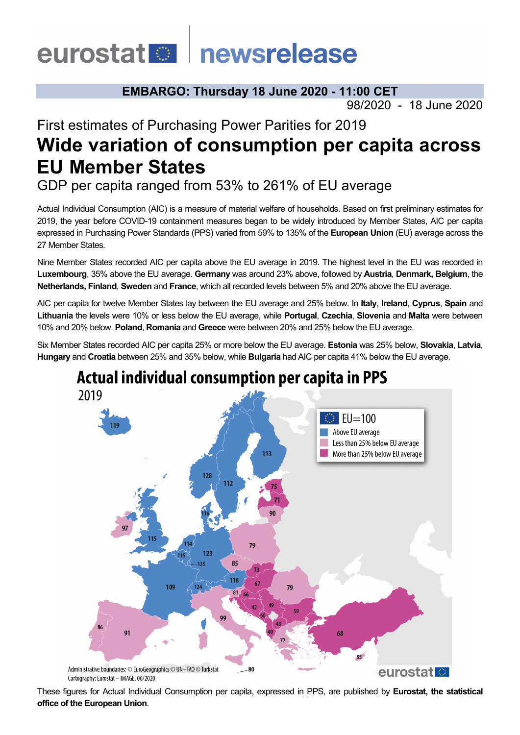eurostat newsrelease

**EMBARGO: Thursday 18 June 2020 - 11:00 CET**

98/2020 - 18 June 2020

First estimates of Purchasing Power Parities for 2019

# Wide variation of consumption per capita across EU Member States

## GDP per capita ranged from 53% to 261% of EU average

Actual Individual Consumption (AIC) is a measure of material welfare of households. Based on first preliminary estimates for 2019, the year before COVID-19 containment measures began to be widely introduced by Member States, AIC per capita expressed in Purchasing Power Standards (PPS) varied from 59% to 135% of the **European Union** (EU) average across the 27 Member States.

Nine Member States recorded AIC per capita above the EU average in 2019. The highest level in the EU was recorded in **Luxembourg**, 35% above the EU average. **Germany** was around 23% above, followed by **Austria**, **Denmark, Belgium**, the **Netherlands, Finland**, **Sweden** and **France**, which all recorded levels between 5% and 20% above the EU average.

AIC per capita for twelve Member States lay between the EU average and 25% below. In **Italy**, **Ireland**, **Cyprus**, **Spain** and **Lithuania** the levels were 10% or less below the EU average, while **Portugal**, **Czechia**, **Slovenia** and **Malta** were between 10% and 20% below. **Poland**, **Romania** and **Greece** were between 20% and 25% below the EU average.

Six Member States recorded AIC per capita 25% or more below the EU average. **Estonia** was 25% below, **Slovakia**, **Latvia**, **Hungary** and **Croatia** between 25% and 35% below, while **Bulgaria** had AIC per capita 41% below the EU average.

**Actual individual consumption per capita in PPS**

2019

EU=100
- Above EU average
- Less than 25% below EU average
- More than 25% below EU average

Administrative boundaries: © EuroGeographics © UN–FAO © Turkstat
Cartography: Eurostat – IMAGE, 06/2020

These figures for Actual Individual Consumption per capita, expressed in PPS, are published by **Eurostat, the statistical office of the European Union**.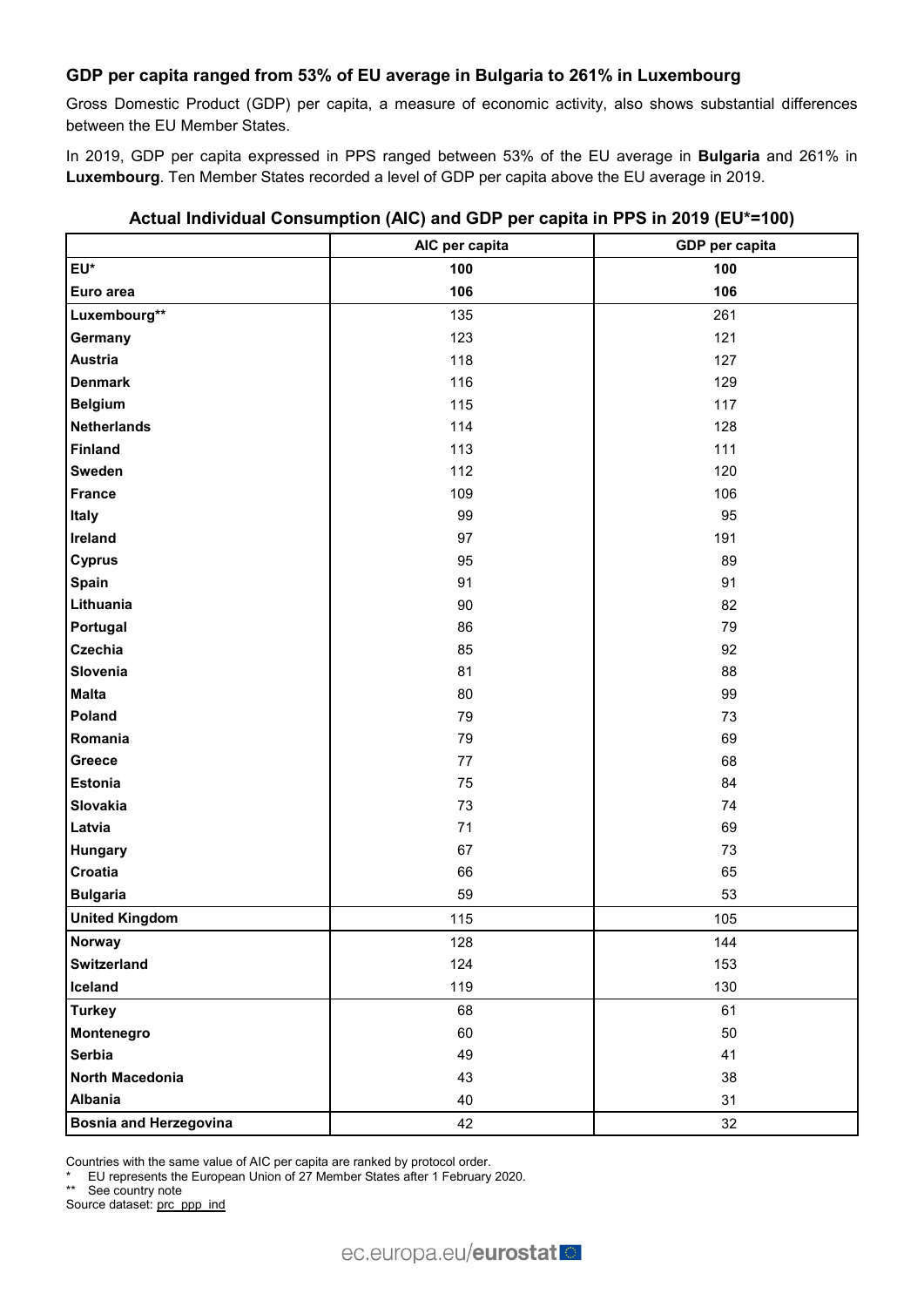### GDP per capita ranged from 53% of EU average in Bulgaria to 261% in Luxembourg

Gross Domestic Product (GDP) per capita, a measure of economic activity, also shows substantial differences between the EU Member States.

In 2019, GDP per capita expressed in PPS ranged between 53% of the EU average in **Bulgaria** and 261% in **Luxembourg**. Ten Member States recorded a level of GDP per capita above the EU average in 2019.

**Actual Individual Consumption (AIC) and GDP per capita in PPS in 2019 (EU*=100)**

| | AIC per capita | GDP per capita |
|---|---|---|
| **EU*** | **100** | **100** |
| **Euro area** | **106** | **106** |
| **Luxembourg**** | 135 | 261 |
| **Germany** | 123 | 121 |
| **Austria** | 118 | 127 |
| **Denmark** | 116 | 129 |
| **Belgium** | 115 | 117 |
| **Netherlands** | 114 | 128 |
| **Finland** | 113 | 111 |
| **Sweden** | 112 | 120 |
| **France** | 109 | 106 |
| **Italy** | 99 | 95 |
| **Ireland** | 97 | 191 |
| **Cyprus** | 95 | 89 |
| **Spain** | 91 | 91 |
| **Lithuania** | 90 | 82 |
| **Portugal** | 86 | 79 |
| **Czechia** | 85 | 92 |
| **Slovenia** | 81 | 88 |
| **Malta** | 80 | 99 |
| **Poland** | 79 | 73 |
| **Romania** | 79 | 69 |
| **Greece** | 77 | 68 |
| **Estonia** | 75 | 84 |
| **Slovakia** | 73 | 74 |
| **Latvia** | 71 | 69 |
| **Hungary** | 67 | 73 |
| **Croatia** | 66 | 65 |
| **Bulgaria** | 59 | 53 |
| **United Kingdom** | 115 | 105 |
| **Norway** | 128 | 144 |
| **Switzerland** | 124 | 153 |
| **Iceland** | 119 | 130 |
| **Turkey** | 68 | 61 |
| **Montenegro** | 60 | 50 |
| **Serbia** | 49 | 41 |
| **North Macedonia** | 43 | 38 |
| **Albania** | 40 | 31 |
| **Bosnia and Herzegovina** | 42 | 32 |

Countries with the same value of AIC per capita are ranked by protocol order.

\* EU represents the European Union of 27 Member States after 1 February 2020.

** See country note

Source dataset: prc_ppp_ind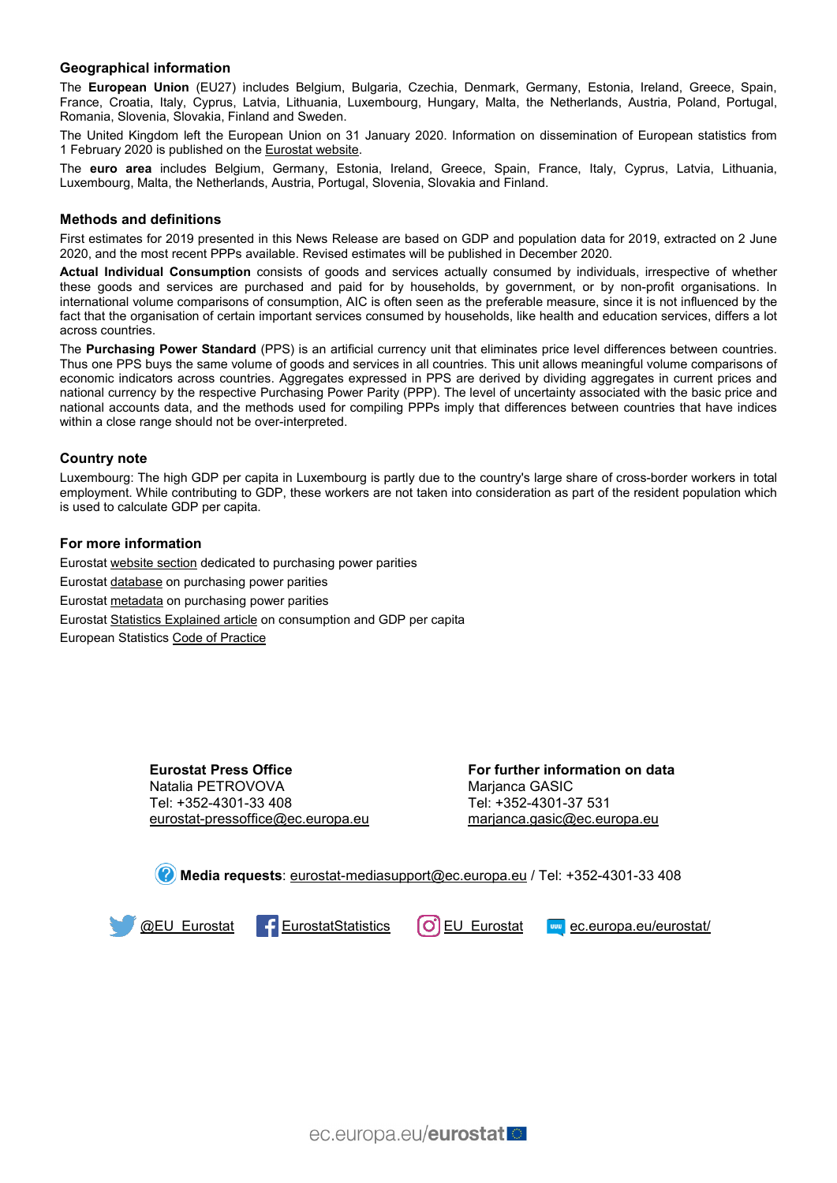## Geographical information

The **European Union** (EU27) includes Belgium, Bulgaria, Czechia, Denmark, Germany, Estonia, Ireland, Greece, Spain, France, Croatia, Italy, Cyprus, Latvia, Lithuania, Luxembourg, Hungary, Malta, the Netherlands, Austria, Poland, Portugal, Romania, Slovenia, Slovakia, Finland and Sweden.

The United Kingdom left the European Union on 31 January 2020. Information on dissemination of European statistics from 1 February 2020 is published on the Eurostat website.

The **euro area** includes Belgium, Germany, Estonia, Ireland, Greece, Spain, France, Italy, Cyprus, Latvia, Lithuania, Luxembourg, Malta, the Netherlands, Austria, Portugal, Slovenia, Slovakia and Finland.

## Methods and definitions

First estimates for 2019 presented in this News Release are based on GDP and population data for 2019, extracted on 2 June 2020, and the most recent PPPs available. Revised estimates will be published in December 2020.

**Actual Individual Consumption** consists of goods and services actually consumed by individuals, irrespective of whether these goods and services are purchased and paid for by households, by government, or by non-profit organisations. In international volume comparisons of consumption, AIC is often seen as the preferable measure, since it is not influenced by the fact that the organisation of certain important services consumed by households, like health and education services, differs a lot across countries.

The **Purchasing Power Standard** (PPS) is an artificial currency unit that eliminates price level differences between countries. Thus one PPS buys the same volume of goods and services in all countries. This unit allows meaningful volume comparisons of economic indicators across countries. Aggregates expressed in PPS are derived by dividing aggregates in current prices and national currency by the respective Purchasing Power Parity (PPP). The level of uncertainty associated with the basic price and national accounts data, and the methods used for compiling PPPs imply that differences between countries that have indices within a close range should not be over-interpreted.

## Country note

Luxembourg: The high GDP per capita in Luxembourg is partly due to the country's large share of cross-border workers in total employment. While contributing to GDP, these workers are not taken into consideration as part of the resident population which is used to calculate GDP per capita.

## For more information

Eurostat website section dedicated to purchasing power parities

Eurostat database on purchasing power parities

Eurostat metadata on purchasing power parities

Eurostat Statistics Explained article on consumption and GDP per capita

European Statistics Code of Practice

**Eurostat Press Office**
Natalia PETROVOVA
Tel: +352-4301-33 408
eurostat-pressoffice@ec.europa.eu

**For further information on data**
Marjanca GASIC
Tel: +352-4301-37 531
marjanca.gasic@ec.europa.eu

**Media requests**: eurostat-mediasupport@ec.europa.eu / Tel: +352-4301-33 408

@EU_Eurostat   EurostatStatistics   EU_Eurostat   ec.europa.eu/eurostat/